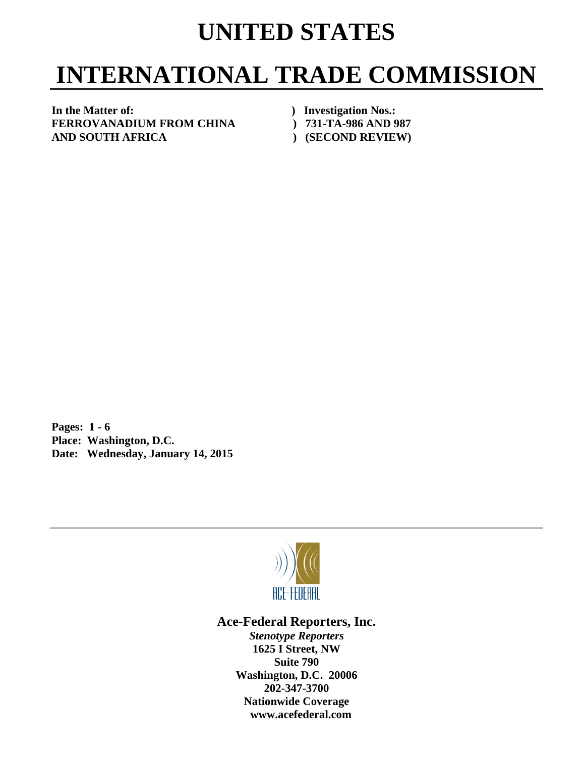# UNITED STATES

# INTERNATIONAL TRADE COMMISSION

**In the Matter of:** ) **Investigation Nos.:**
**FERROVANADIUM FROM CHINA** ) **731-TA-986 AND 987**
**AND SOUTH AFRICA** ) **(SECOND REVIEW)**

**Pages: 1 - 6**
**Place: Washington, D.C.**
**Date: Wednesday, January 14, 2015**

ACE·FEDERAL

**Ace-Federal Reporters, Inc.**

***Stenotype Reporters***
**1625 I Street, NW**
**Suite 790**
**Washington, D.C. 20006**
**202-347-3700**
**Nationwide Coverage**
**www.acefederal.com**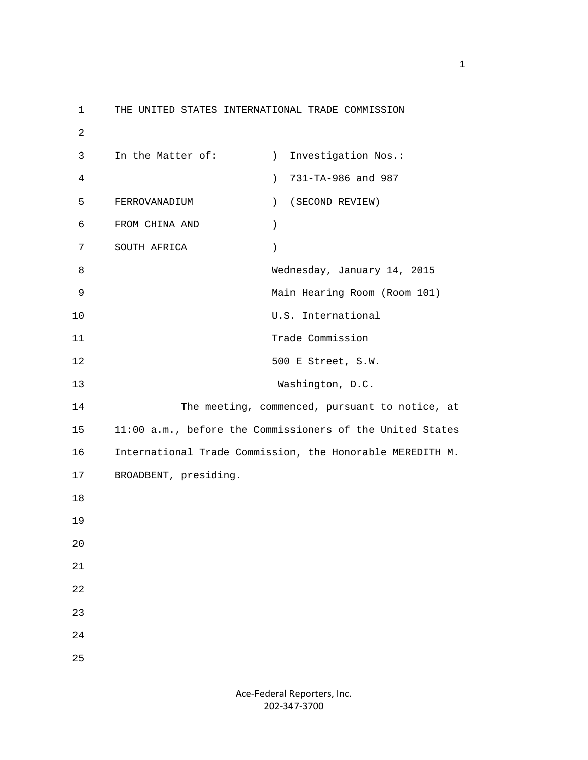THE UNITED STATES INTERNATIONAL TRADE COMMISSION

| In the Matter of: | ) Investigation Nos.: |
|---|---|
| | ) 731-TA-986 and 987 |
| FERROVANADIUM | ) (SECOND REVIEW) |
| FROM CHINA AND | ) |
| SOUTH AFRICA | ) |

Wednesday, January 14, 2015
Main Hearing Room (Room 101)
U.S. International
Trade Commission
500 E Street, S.W.
Washington, D.C.

The meeting, commenced, pursuant to notice, at 11:00 a.m., before the Commissioners of the United States International Trade Commission, the Honorable MEREDITH M. BROADBENT, presiding.

Ace-Federal Reporters, Inc.
202-347-3700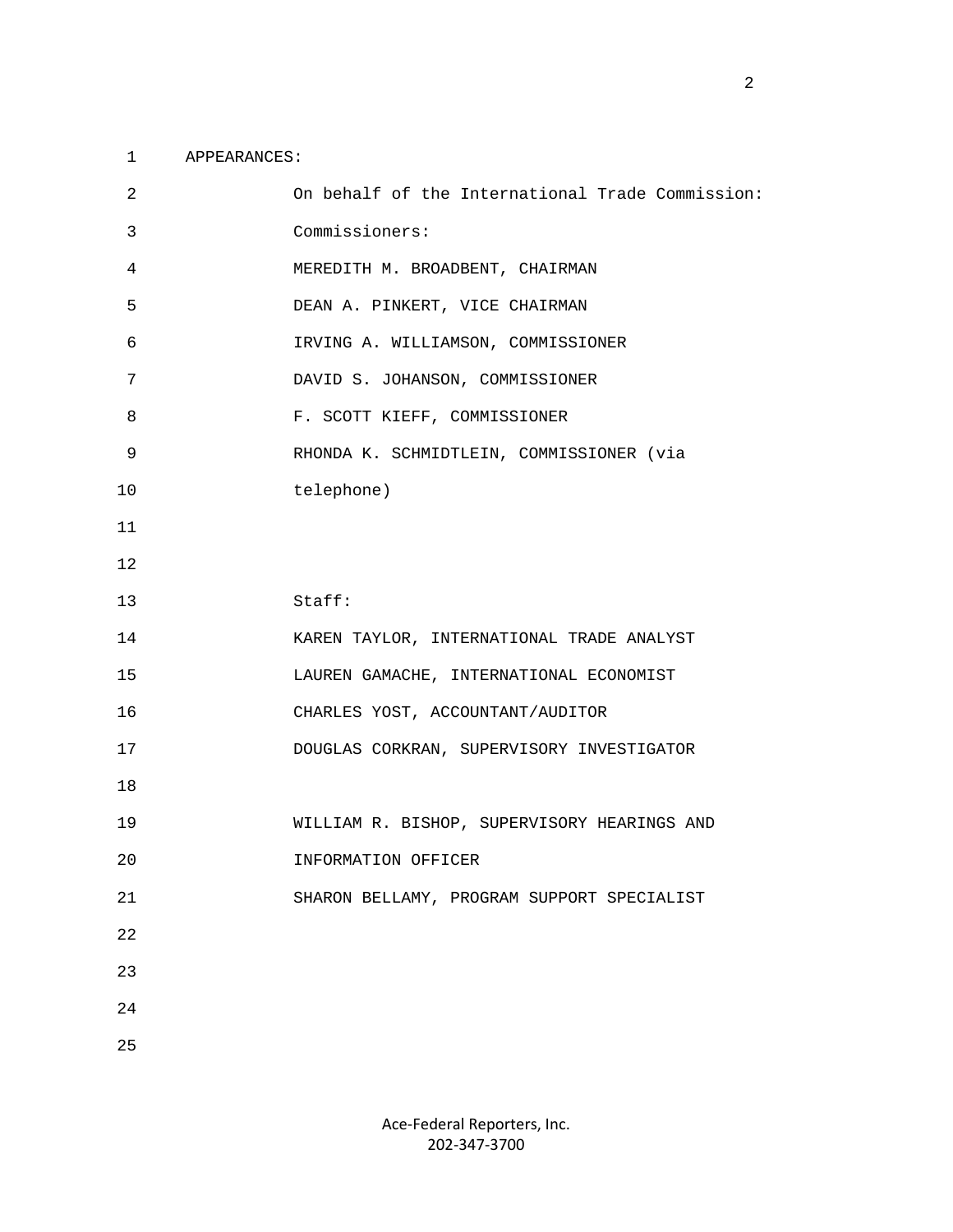APPEARANCES:

On behalf of the International Trade Commission:

Commissioners:

MEREDITH M. BROADBENT, CHAIRMAN

DEAN A. PINKERT, VICE CHAIRMAN

IRVING A. WILLIAMSON, COMMISSIONER

DAVID S. JOHANSON, COMMISSIONER

F. SCOTT KIEFF, COMMISSIONER

RHONDA K. SCHMIDTLEIN, COMMISSIONER (via telephone)

Staff:

KAREN TAYLOR, INTERNATIONAL TRADE ANALYST

LAUREN GAMACHE, INTERNATIONAL ECONOMIST

CHARLES YOST, ACCOUNTANT/AUDITOR

DOUGLAS CORKRAN, SUPERVISORY INVESTIGATOR

WILLIAM R. BISHOP, SUPERVISORY HEARINGS AND INFORMATION OFFICER

SHARON BELLAMY, PROGRAM SUPPORT SPECIALIST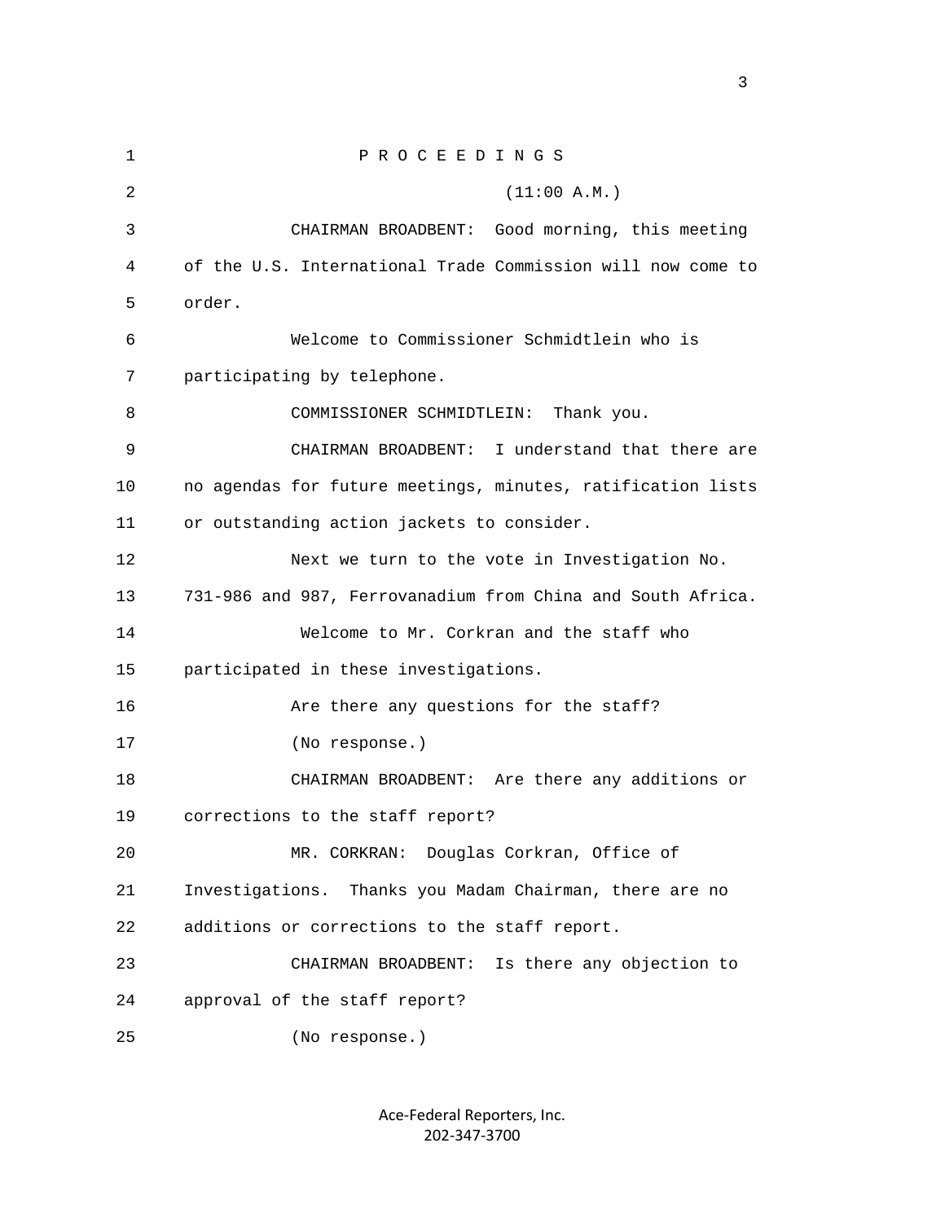P R O C E E D I N G S

(11:00 A.M.)

CHAIRMAN BROADBENT: Good morning, this meeting of the U.S. International Trade Commission will now come to order.

Welcome to Commissioner Schmidtlein who is participating by telephone.

COMMISSIONER SCHMIDTLEIN: Thank you.

CHAIRMAN BROADBENT: I understand that there are no agendas for future meetings, minutes, ratification lists or outstanding action jackets to consider.

Next we turn to the vote in Investigation No. 731-986 and 987, Ferrovanadium from China and South Africa.

Welcome to Mr. Corkran and the staff who participated in these investigations.

Are there any questions for the staff?

(No response.)

CHAIRMAN BROADBENT: Are there any additions or corrections to the staff report?

MR. CORKRAN: Douglas Corkran, Office of Investigations. Thanks you Madam Chairman, there are no additions or corrections to the staff report.

CHAIRMAN BROADBENT: Is there any objection to approval of the staff report?

(No response.)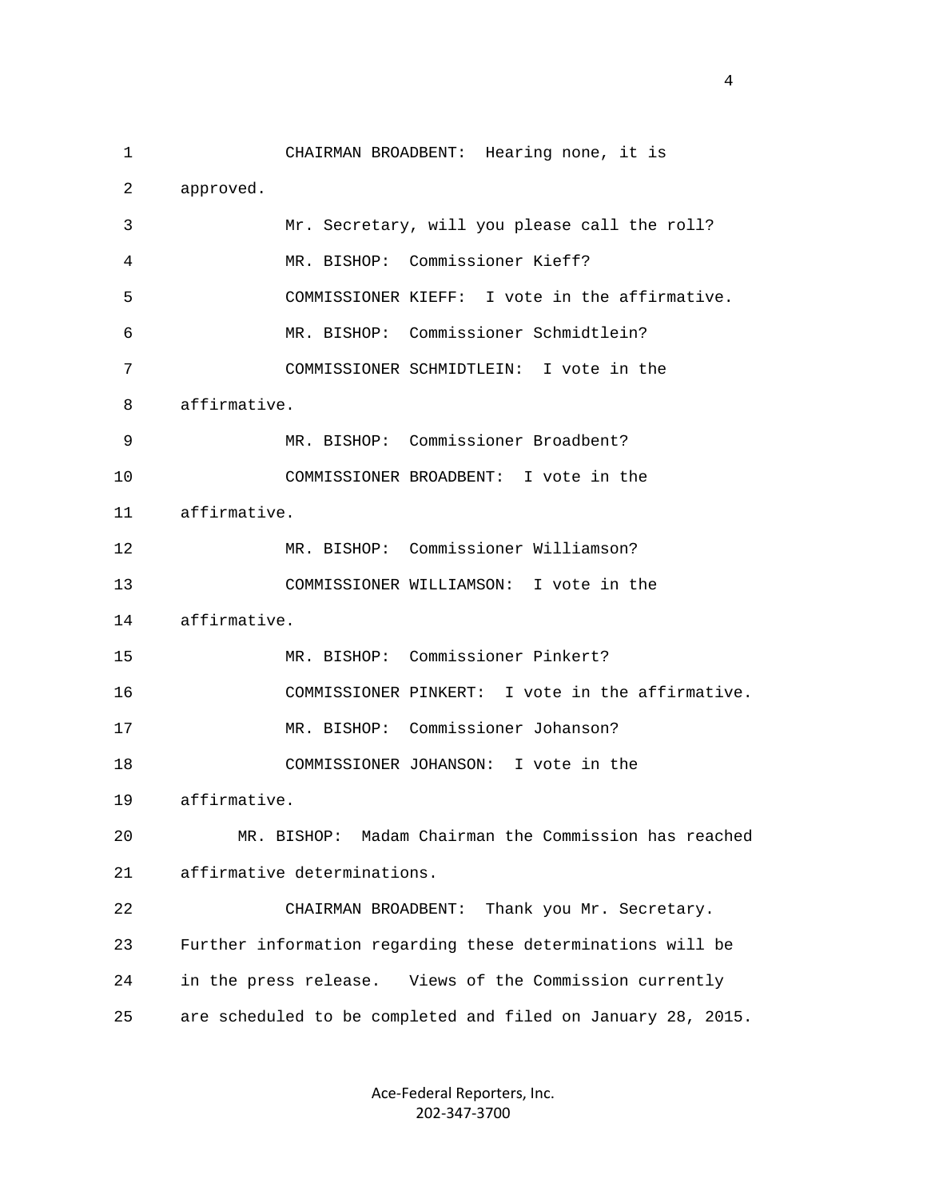CHAIRMAN BROADBENT: Hearing none, it is approved.

Mr. Secretary, will you please call the roll?

MR. BISHOP: Commissioner Kieff?

COMMISSIONER KIEFF: I vote in the affirmative.

MR. BISHOP: Commissioner Schmidtlein?

COMMISSIONER SCHMIDTLEIN: I vote in the affirmative.

MR. BISHOP: Commissioner Broadbent?

COMMISSIONER BROADBENT: I vote in the affirmative.

MR. BISHOP: Commissioner Williamson?

COMMISSIONER WILLIAMSON: I vote in the affirmative.

MR. BISHOP: Commissioner Pinkert?

COMMISSIONER PINKERT: I vote in the affirmative.

MR. BISHOP: Commissioner Johanson?

COMMISSIONER JOHANSON: I vote in the affirmative.

MR. BISHOP: Madam Chairman the Commission has reached affirmative determinations.

CHAIRMAN BROADBENT: Thank you Mr. Secretary. Further information regarding these determinations will be in the press release. Views of the Commission currently are scheduled to be completed and filed on January 28, 2015.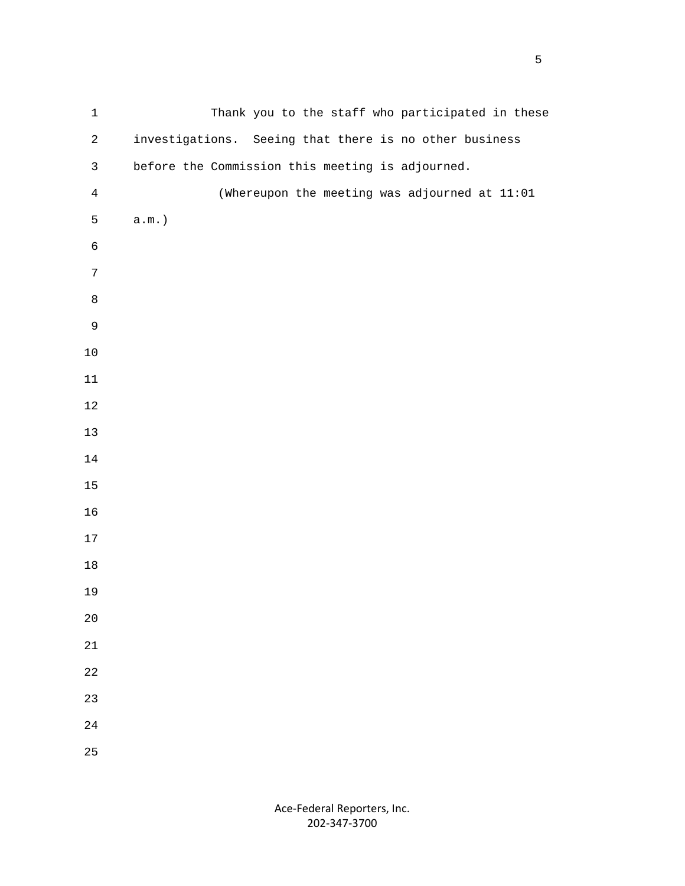Thank you to the staff who participated in these investigations. Seeing that there is no other business before the Commission this meeting is adjourned.

(Whereupon the meeting was adjourned at 11:01 a.m.)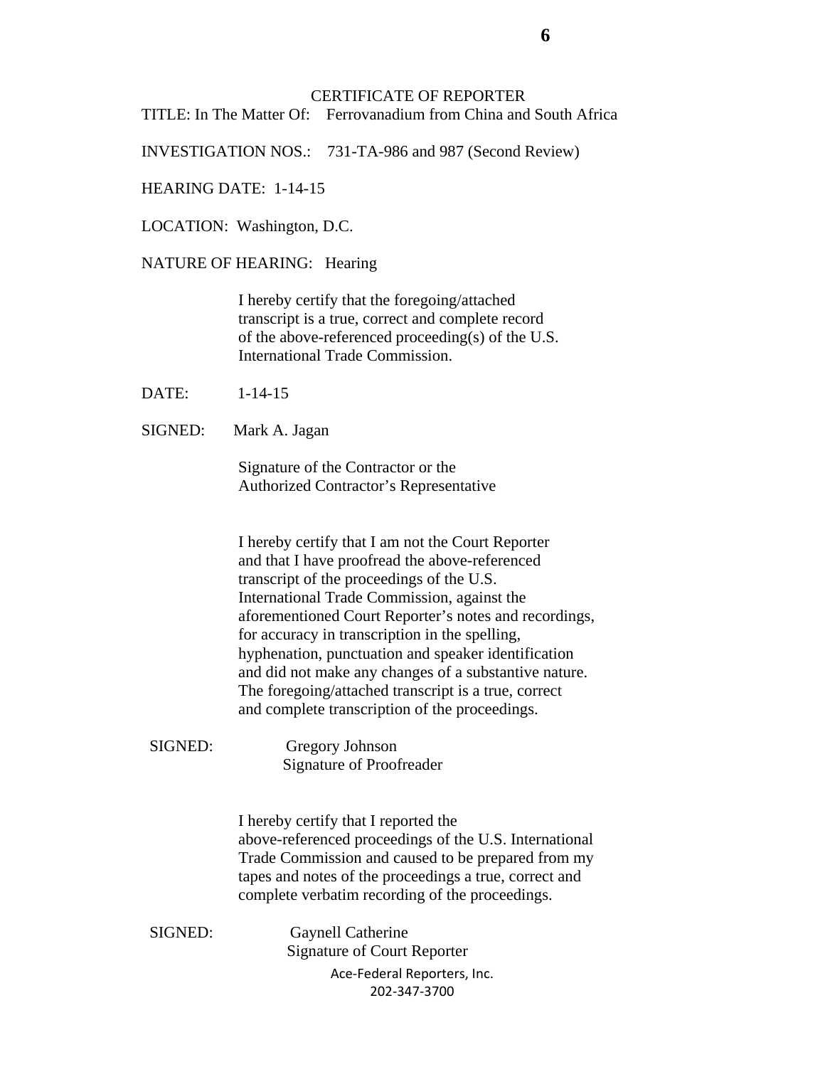# CERTIFICATE OF REPORTER

TITLE: In The Matter Of: Ferrovanadium from China and South Africa

INVESTIGATION NOS.: 731-TA-986 and 987 (Second Review)

HEARING DATE: 1-14-15

LOCATION: Washington, D.C.

NATURE OF HEARING: Hearing

I hereby certify that the foregoing/attached transcript is a true, correct and complete record of the above-referenced proceeding(s) of the U.S. International Trade Commission.

DATE: 1-14-15

SIGNED: Mark A. Jagan

Signature of the Contractor or the Authorized Contractor's Representative

I hereby certify that I am not the Court Reporter and that I have proofread the above-referenced transcript of the proceedings of the U.S. International Trade Commission, against the aforementioned Court Reporter's notes and recordings, for accuracy in transcription in the spelling, hyphenation, punctuation and speaker identification and did not make any changes of a substantive nature. The foregoing/attached transcript is a true, correct and complete transcription of the proceedings.

SIGNED: Gregory Johnson
Signature of Proofreader

I hereby certify that I reported the above-referenced proceedings of the U.S. International Trade Commission and caused to be prepared from my tapes and notes of the proceedings a true, correct and complete verbatim recording of the proceedings.

SIGNED: Gaynell Catherine
Signature of Court Reporter